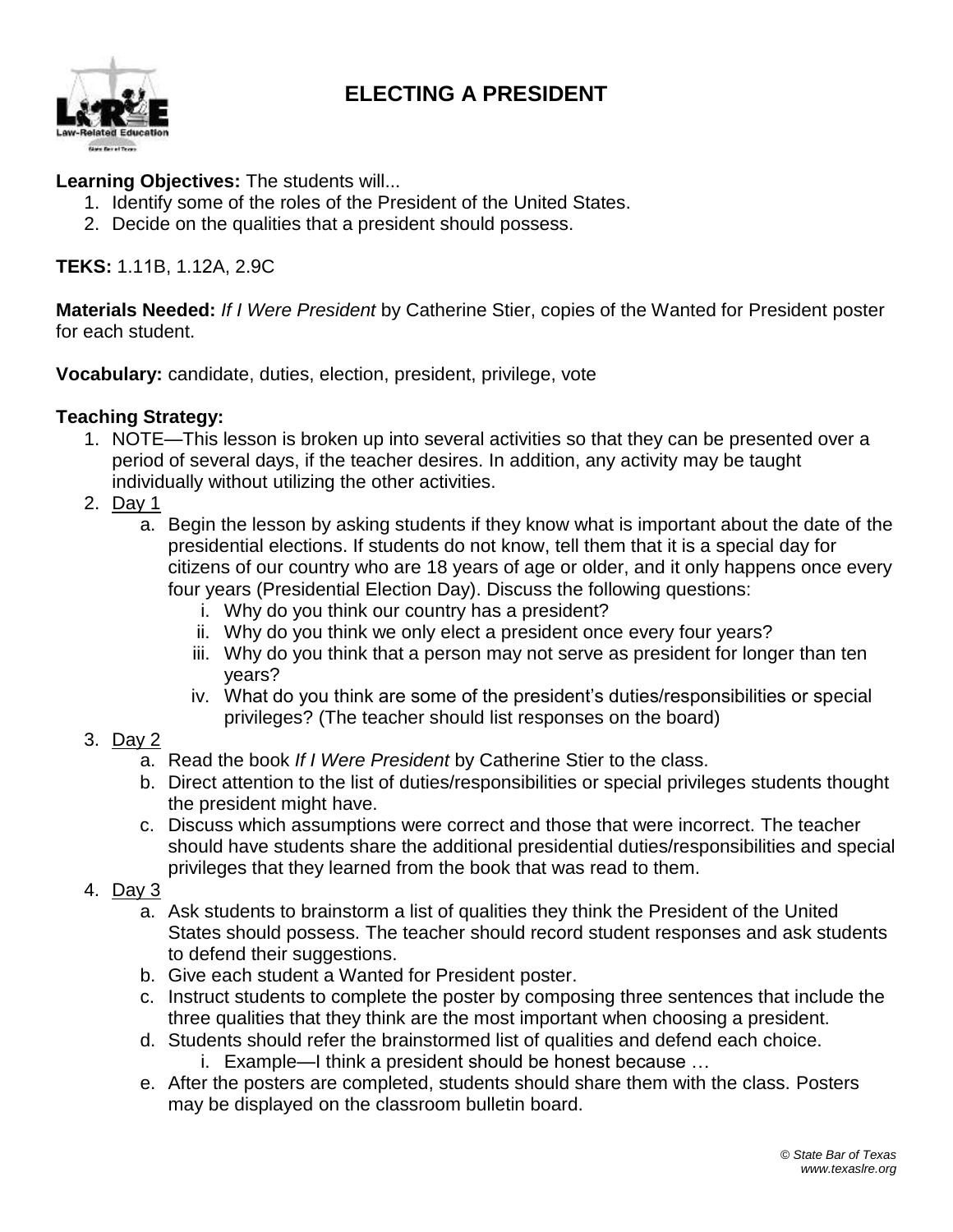# ELECTING A PRESIDENT

**Learning Objectives:** The students will...

1. Identify some of the roles of the President of the United States.
2. Decide on the qualities that a president should possess.

**TEKS:** 1.11B, 1.12A, 2.9C

**Materials Needed:** *If I Were President* by Catherine Stier, copies of the Wanted for President poster for each student.

**Vocabulary:** candidate, duties, election, president, privilege, vote

**Teaching Strategy:**

1. NOTE—This lesson is broken up into several activities so that they can be presented over a period of several days, if the teacher desires. In addition, any activity may be taught individually without utilizing the other activities.
2. Day 1
   a. Begin the lesson by asking students if they know what is important about the date of the presidential elections. If students do not know, tell them that it is a special day for citizens of our country who are 18 years of age or older, and it only happens once every four years (Presidential Election Day). Discuss the following questions:
      i. Why do you think our country has a president?
      ii. Why do you think we only elect a president once every four years?
      iii. Why do you think that a person may not serve as president for longer than ten years?
      iv. What do you think are some of the president's duties/responsibilities or special privileges? (The teacher should list responses on the board)
3. Day 2
   a. Read the book *If I Were President* by Catherine Stier to the class.
   b. Direct attention to the list of duties/responsibilities or special privileges students thought the president might have.
   c. Discuss which assumptions were correct and those that were incorrect. The teacher should have students share the additional presidential duties/responsibilities and special privileges that they learned from the book that was read to them.
4. Day 3
   a. Ask students to brainstorm a list of qualities they think the President of the United States should possess. The teacher should record student responses and ask students to defend their suggestions.
   b. Give each student a Wanted for President poster.
   c. Instruct students to complete the poster by composing three sentences that include the three qualities that they think are the most important when choosing a president.
   d. Students should refer the brainstormed list of qualities and defend each choice.
      i. Example—I think a president should be honest because …
   e. After the posters are completed, students should share them with the class. Posters may be displayed on the classroom bulletin board.

*© State Bar of Texas*
*www.texaslre.org*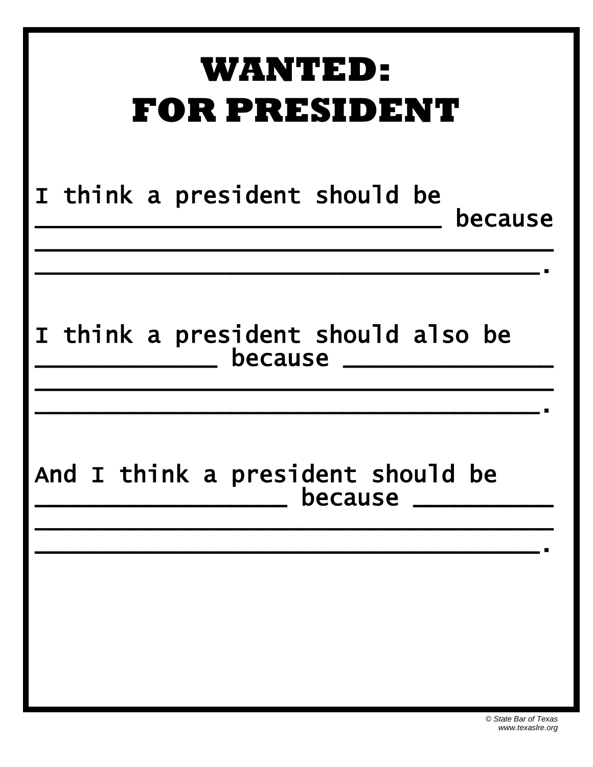# WANTED:
# FOR PRESIDENT

I think a president should be ______________________________ because _______________________________________ _____________________________________.

I think a president should also be _____________ because _______________ _______________________________________ _____________________________________.

And I think a president should be __________________ because __________ _______________________________________ _____________________________________.

*© State Bar of Texas*
*www.texaslre.org*